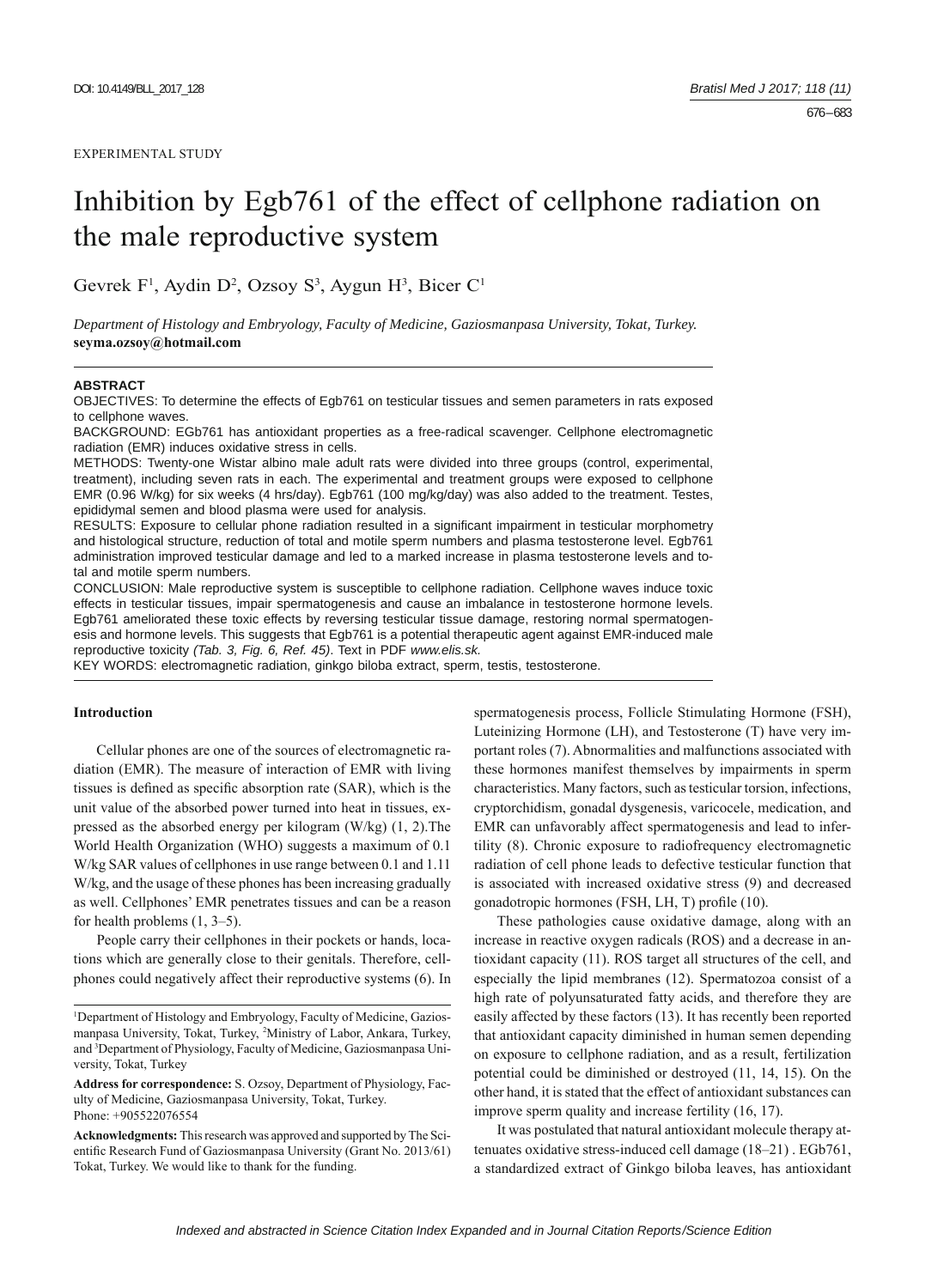EXPERIMENTAL STUDY

# Inhibition by Egb761 of the effect of cellphone radiation on the male reproductive system

Gevrek F[1], Aydin D[2], Ozsoy S[3], Aygun H[3], Bicer C[1]

*Department of Histology and Embryology, Faculty of Medicine, Gaziosmanpasa University, Tokat, Turkey.*
**seyma.ozsoy@hotmail.com**

## ABSTRACT

OBJECTIVES: To determine the effects of Egb761 on testicular tissues and semen parameters in rats exposed to cellphone waves.

BACKGROUND: EGb761 has antioxidant properties as a free-radical scavenger. Cellphone electromagnetic radiation (EMR) induces oxidative stress in cells.

METHODS: Twenty-one Wistar albino male adult rats were divided into three groups (control, experimental, treatment), including seven rats in each. The experimental and treatment groups were exposed to cellphone EMR (0.96 W/kg) for six weeks (4 hrs/day). Egb761 (100 mg/kg/day) was also added to the treatment. Testes, epididymal semen and blood plasma were used for analysis.

RESULTS: Exposure to cellular phone radiation resulted in a significant impairment in testicular morphometry and histological structure, reduction of total and motile sperm numbers and plasma testosterone level. Egb761 administration improved testicular damage and led to a marked increase in plasma testosterone levels and total and motile sperm numbers.

CONCLUSION: Male reproductive system is susceptible to cellphone radiation. Cellphone waves induce toxic effects in testicular tissues, impair spermatogenesis and cause an imbalance in testosterone hormone levels. Egb761 ameliorated these toxic effects by reversing testicular tissue damage, restoring normal spermatogenesis and hormone levels. This suggests that Egb761 is a potential therapeutic agent against EMR-induced male reproductive toxicity *(Tab. 3, Fig. 6, Ref. 45)*. Text in PDF *www.elis.sk.*

KEY WORDS: electromagnetic radiation, ginkgo biloba extract, sperm, testis, testosterone.

## Introduction

Cellular phones are one of the sources of electromagnetic radiation (EMR). The measure of interaction of EMR with living tissues is defined as specific absorption rate (SAR), which is the unit value of the absorbed power turned into heat in tissues, expressed as the absorbed energy per kilogram (W/kg) (1, 2).The World Health Organization (WHO) suggests a maximum of 0.1 W/kg SAR values of cellphones in use range between 0.1 and 1.11 W/kg, and the usage of these phones has been increasing gradually as well. Cellphones' EMR penetrates tissues and can be a reason for health problems (1, 3–5).

People carry their cellphones in their pockets or hands, locations which are generally close to their genitals. Therefore, cellphones could negatively affect their reproductive systems (6). In spermatogenesis process, Follicle Stimulating Hormone (FSH), Luteinizing Hormone (LH), and Testosterone (T) have very important roles (7). Abnormalities and malfunctions associated with these hormones manifest themselves by impairments in sperm characteristics. Many factors, such as testicular torsion, infections, cryptorchidism, gonadal dysgenesis, varicocele, medication, and EMR can unfavorably affect spermatogenesis and lead to infertility (8). Chronic exposure to radiofrequency electromagnetic radiation of cell phone leads to defective testicular function that is associated with increased oxidative stress (9) and decreased gonadotropic hormones (FSH, LH, T) profile (10).

These pathologies cause oxidative damage, along with an increase in reactive oxygen radicals (ROS) and a decrease in antioxidant capacity (11). ROS target all structures of the cell, and especially the lipid membranes (12). Spermatozoa consist of a high rate of polyunsaturated fatty acids, and therefore they are easily affected by these factors (13). It has recently been reported that antioxidant capacity diminished in human semen depending on exposure to cellphone radiation, and as a result, fertilization potential could be diminished or destroyed (11, 14, 15). On the other hand, it is stated that the effect of antioxidant substances can improve sperm quality and increase fertility (16, 17).

It was postulated that natural antioxidant molecule therapy attenuates oxidative stress-induced cell damage (18–21) . EGb761, a standardized extract of Ginkgo biloba leaves, has antioxidant

---

[1]Department of Histology and Embryology, Faculty of Medicine, Gaziosmanpasa University, Tokat, Turkey, [2]Ministry of Labor, Ankara, Turkey, and [3]Department of Physiology, Faculty of Medicine, Gaziosmanpasa University, Tokat, Turkey

**Address for correspondence:** S. Ozsoy, Department of Physiology, Faculty of Medicine, Gaziosmanpasa University, Tokat, Turkey.
Phone: +905522076554

**Acknowledgments:** This research was approved and supported by The Scientific Research Fund of Gaziosmanpasa University (Grant No. 2013/61) Tokat, Turkey. We would like to thank for the funding.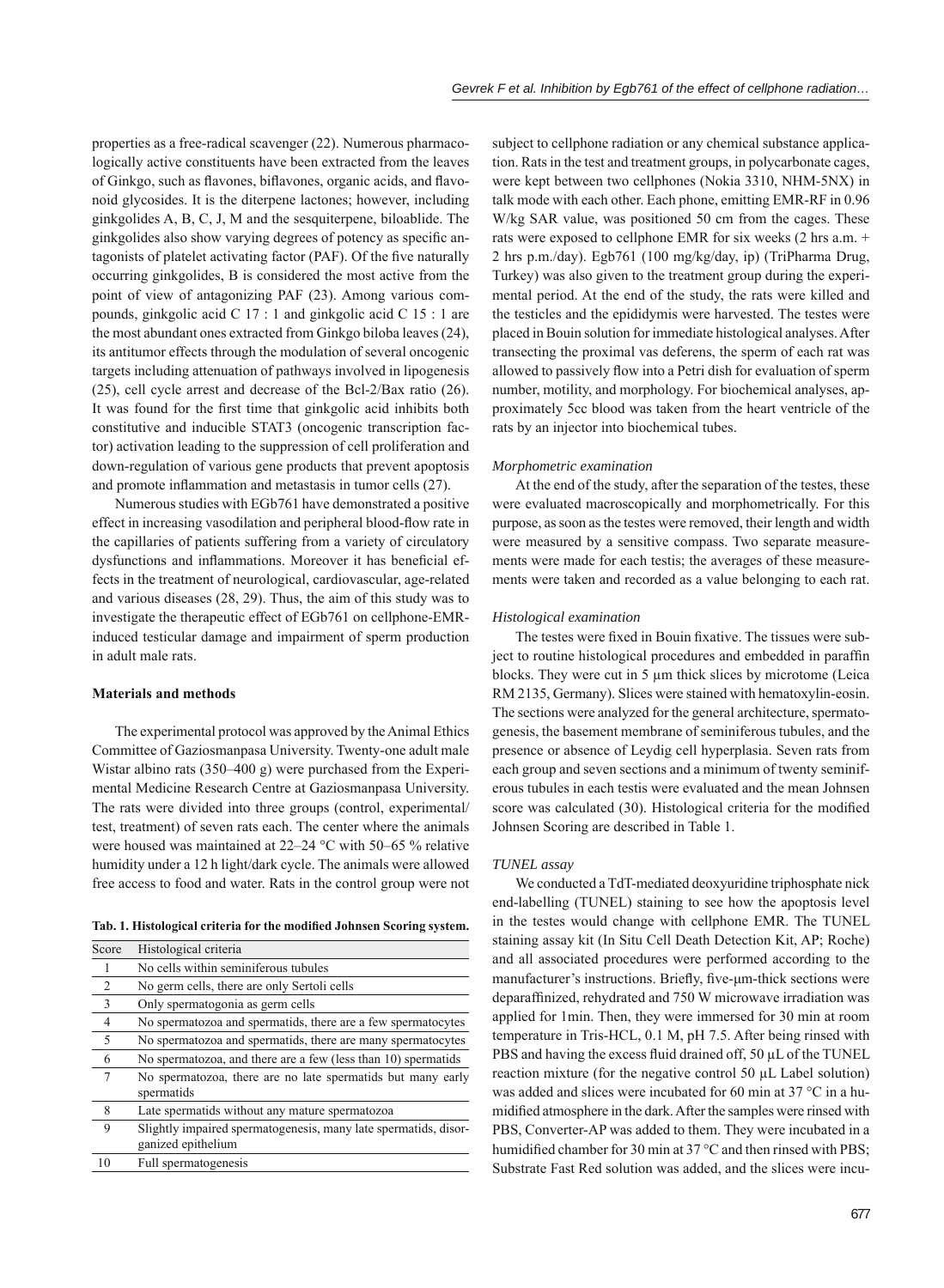properties as a free-radical scavenger (22). Numerous pharmacologically active constituents have been extracted from the leaves of Ginkgo, such as flavones, biflavones, organic acids, and flavonoid glycosides. It is the diterpene lactones; however, including ginkgolides A, B, C, J, M and the sesquiterpene, biloablide. The ginkgolides also show varying degrees of potency as specific antagonists of platelet activating factor (PAF). Of the five naturally occurring ginkgolides, B is considered the most active from the point of view of antagonizing PAF (23). Among various compounds, ginkgolic acid C 17 : 1 and ginkgolic acid C 15 : 1 are the most abundant ones extracted from Ginkgo biloba leaves (24), its antitumor effects through the modulation of several oncogenic targets including attenuation of pathways involved in lipogenesis (25), cell cycle arrest and decrease of the Bcl-2/Bax ratio (26). It was found for the first time that ginkgolic acid inhibits both constitutive and inducible STAT3 (oncogenic transcription factor) activation leading to the suppression of cell proliferation and down-regulation of various gene products that prevent apoptosis and promote inflammation and metastasis in tumor cells (27).

Numerous studies with EGb761 have demonstrated a positive effect in increasing vasodilation and peripheral blood-flow rate in the capillaries of patients suffering from a variety of circulatory dysfunctions and inflammations. Moreover it has beneficial effects in the treatment of neurological, cardiovascular, age-related and various diseases (28, 29). Thus, the aim of this study was to investigate the therapeutic effect of EGb761 on cellphone-EMR-induced testicular damage and impairment of sperm production in adult male rats.

## Materials and methods

The experimental protocol was approved by the Animal Ethics Committee of Gaziosmanpasa University. Twenty-one adult male Wistar albino rats (350–400 g) were purchased from the Experimental Medicine Research Centre at Gaziosmanpasa University. The rats were divided into three groups (control, experimental/test, treatment) of seven rats each. The center where the animals were housed was maintained at 22–24 °C with 50–65 % relative humidity under a 12 h light/dark cycle. The animals were allowed free access to food and water. Rats in the control group were not subject to cellphone radiation or any chemical substance application. Rats in the test and treatment groups, in polycarbonate cages, were kept between two cellphones (Nokia 3310, NHM-5NX) in talk mode with each other. Each phone, emitting EMR-RF in 0.96 W/kg SAR value, was positioned 50 cm from the cages. These rats were exposed to cellphone EMR for six weeks (2 hrs a.m. + 2 hrs p.m./day). Egb761 (100 mg/kg/day, ip) (TriPharma Drug, Turkey) was also given to the treatment group during the experimental period. At the end of the study, the rats were killed and the testicles and the epididymis were harvested. The testes were placed in Bouin solution for immediate histological analyses. After transecting the proximal vas deferens, the sperm of each rat was allowed to passively flow into a Petri dish for evaluation of sperm number, motility, and morphology. For biochemical analyses, approximately 5cc blood was taken from the heart ventricle of the rats by an injector into biochemical tubes.

**Tab. 1. Histological criteria for the modified Johnsen Scoring system.**

| Score | Histological criteria |
|---|---|
| 1 | No cells within seminiferous tubules |
| 2 | No germ cells, there are only Sertoli cells |
| 3 | Only spermatogonia as germ cells |
| 4 | No spermatozoa and spermatids, there are a few spermatocytes |
| 5 | No spermatozoa and spermatids, there are many spermatocytes |
| 6 | No spermatozoa, and there are a few (less than 10) spermatids |
| 7 | No spermatozoa, there are no late spermatids but many early spermatids |
| 8 | Late spermatids without any mature spermatozoa |
| 9 | Slightly impaired spermatogenesis, many late spermatids, disorganized epithelium |
| 10 | Full spermatogenesis |

### *Morphometric examination*

At the end of the study, after the separation of the testes, these were evaluated macroscopically and morphometrically. For this purpose, as soon as the testes were removed, their length and width were measured by a sensitive compass. Two separate measurements were made for each testis; the averages of these measurements were taken and recorded as a value belonging to each rat.

### *Histological examination*

The testes were fixed in Bouin fixative. The tissues were subject to routine histological procedures and embedded in paraffin blocks. They were cut in 5 μm thick slices by microtome (Leica RM 2135, Germany). Slices were stained with hematoxylin-eosin. The sections were analyzed for the general architecture, spermatogenesis, the basement membrane of seminiferous tubules, and the presence or absence of Leydig cell hyperplasia. Seven rats from each group and seven sections and a minimum of twenty seminiferous tubules in each testis were evaluated and the mean Johnsen score was calculated (30). Histological criteria for the modified Johnsen Scoring are described in Table 1.

### *TUNEL assay*

We conducted a TdT-mediated deoxyuridine triphosphate nick end-labelling (TUNEL) staining to see how the apoptosis level in the testes would change with cellphone EMR. The TUNEL staining assay kit (In Situ Cell Death Detection Kit, AP; Roche) and all associated procedures were performed according to the manufacturer's instructions. Briefly, five-μm-thick sections were deparaffinized, rehydrated and 750 W microwave irradiation was applied for 1min. Then, they were immersed for 30 min at room temperature in Tris-HCL, 0.1 M, pH 7.5. After being rinsed with PBS and having the excess fluid drained off, 50 μL of the TUNEL reaction mixture (for the negative control 50 μL Label solution) was added and slices were incubated for 60 min at 37 °C in a humidified atmosphere in the dark. After the samples were rinsed with PBS, Converter-AP was added to them. They were incubated in a humidified chamber for 30 min at 37 °C and then rinsed with PBS; Substrate Fast Red solution was added, and the slices were incu-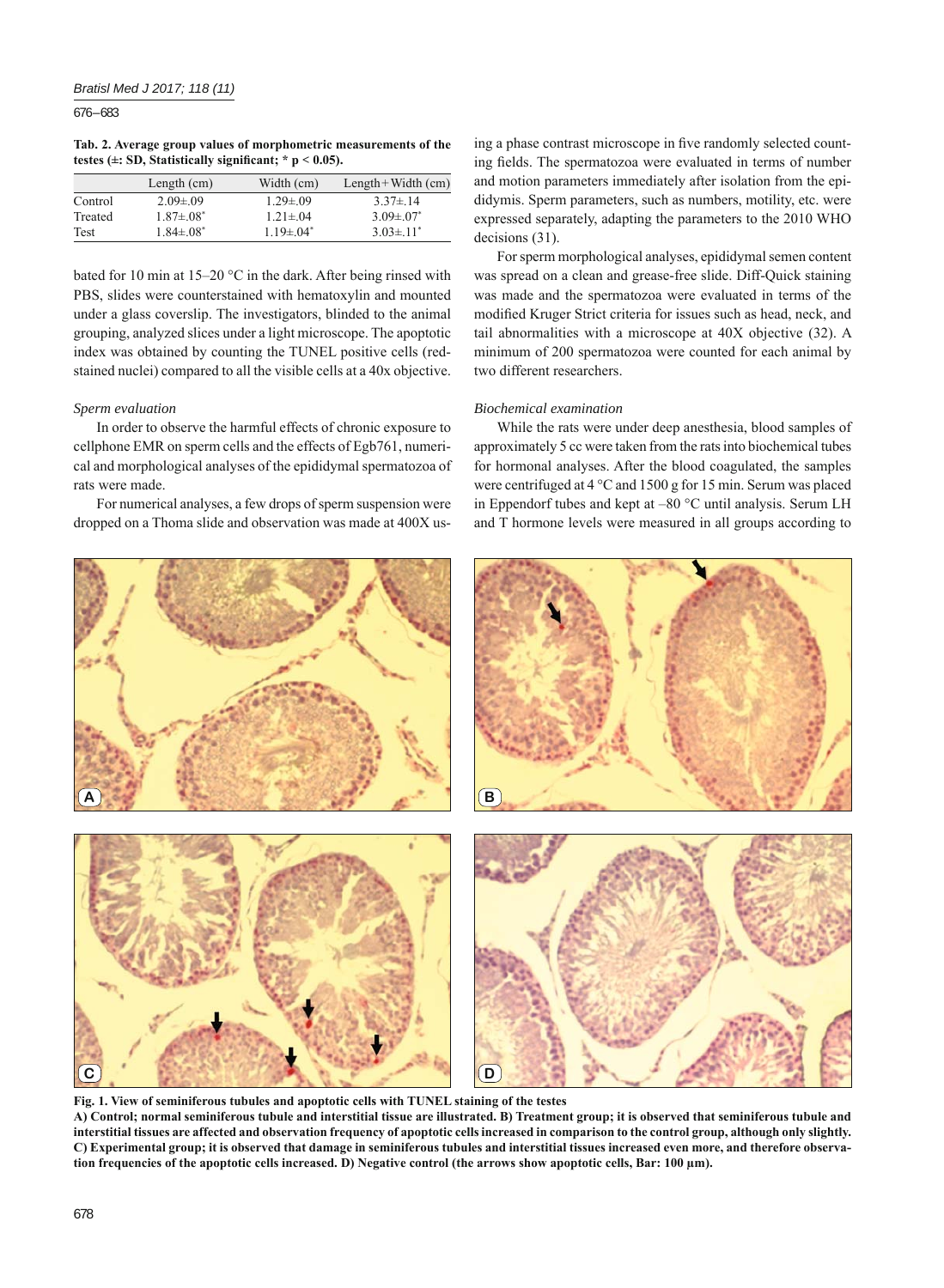**Tab. 2. Average group values of morphometric measurements of the testes (±: SD, Statistically significant; * p < 0.05).**

| | Length (cm) | Width (cm) | Length+Width (cm) |
|---|---|---|---|
| Control | 2.09±.09 | 1.29±.09 | 3.37±.14 |
| Treated | 1.87±.08* | 1.21±.04 | 3.09±.07* |
| Test | 1.84±.08* | 1.19±.04* | 3.03±.11* |

bated for 10 min at 15–20 °C in the dark. After being rinsed with PBS, slides were counterstained with hematoxylin and mounted under a glass coverslip. The investigators, blinded to the animal grouping, analyzed slices under a light microscope. The apoptotic index was obtained by counting the TUNEL positive cells (red-stained nuclei) compared to all the visible cells at a 40x objective.

*Sperm evaluation*

In order to observe the harmful effects of chronic exposure to cellphone EMR on sperm cells and the effects of Egb761, numerical and morphological analyses of the epididymal spermatozoa of rats were made.

For numerical analyses, a few drops of sperm suspension were dropped on a Thoma slide and observation was made at 400X using a phase contrast microscope in five randomly selected counting fields. The spermatozoa were evaluated in terms of number and motion parameters immediately after isolation from the epididymis. Sperm parameters, such as numbers, motility, etc. were expressed separately, adapting the parameters to the 2010 WHO decisions (31).

For sperm morphological analyses, epididymal semen content was spread on a clean and grease-free slide. Diff-Quick staining was made and the spermatozoa were evaluated in terms of the modified Kruger Strict criteria for issues such as head, neck, and tail abnormalities with a microscope at 40X objective (32). A minimum of 200 spermatozoa were counted for each animal by two different researchers.

*Biochemical examination*

While the rats were under deep anesthesia, blood samples of approximately 5 cc were taken from the rats into biochemical tubes for hormonal analyses. After the blood coagulated, the samples were centrifuged at 4 °C and 1500 g for 15 min. Serum was placed in Eppendorf tubes and kept at –80 °C until analysis. Serum LH and T hormone levels were measured in all groups according to

**Fig. 1. View of seminiferous tubules and apoptotic cells with TUNEL staining of the testes**
**A) Control; normal seminiferous tubule and interstitial tissue are illustrated. B) Treatment group; it is observed that seminiferous tubule and interstitial tissues are affected and observation frequency of apoptotic cells increased in comparison to the control group, although only slightly. C) Experimental group; it is observed that damage in seminiferous tubules and interstitial tissues increased even more, and therefore observation frequencies of the apoptotic cells increased. D) Negative control (the arrows show apoptotic cells, Bar: 100 µm).**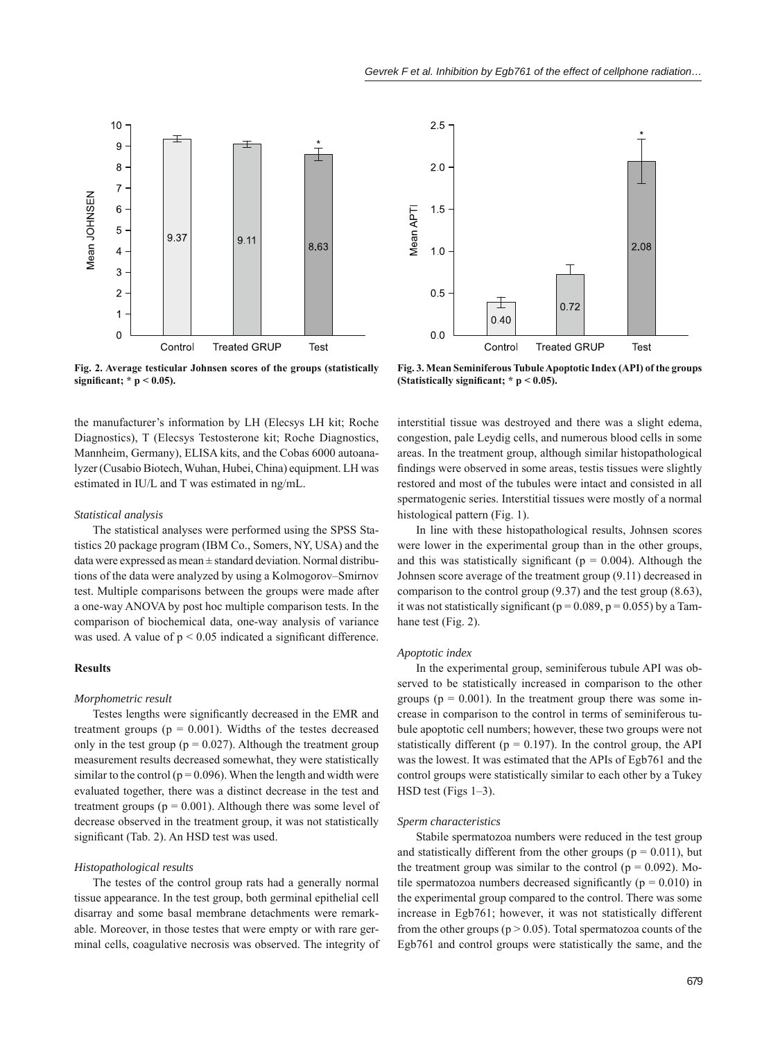Fig. 2. Average testicular Johnsen scores of the groups (statistically significant; * $p < 0.05$).

Fig. 3. Mean Seminiferous Tubule Apoptotic Index (API) of the groups (Statistically significant; * $p < 0.05$).

the manufacturer's information by LH (Elecsys LH kit; Roche Diagnostics), T (Elecsys Testosterone kit; Roche Diagnostics, Mannheim, Germany), ELISA kits, and the Cobas 6000 autoanalyzer (Cusabio Biotech, Wuhan, Hubei, China) equipment. LH was estimated in IU/L and T was estimated in ng/mL.

### *Statistical analysis*

The statistical analyses were performed using the SPSS Statistics 20 package program (IBM Co., Somers, NY, USA) and the data were expressed as mean ± standard deviation. Normal distributions of the data were analyzed by using a Kolmogorov–Smirnov test. Multiple comparisons between the groups were made after a one-way ANOVA by post hoc multiple comparison tests. In the comparison of biochemical data, one-way analysis of variance was used. A value of $p < 0.05$ indicated a significant difference.

## Results

### *Morphometric result*

Testes lengths were significantly decreased in the EMR and treatment groups ($p = 0.001$). Widths of the testes decreased only in the test group ($p = 0.027$). Although the treatment group measurement results decreased somewhat, they were statistically similar to the control ($p = 0.096$). When the length and width were evaluated together, there was a distinct decrease in the test and treatment groups ($p = 0.001$). Although there was some level of decrease observed in the treatment group, it was not statistically significant (Tab. 2). An HSD test was used.

### *Histopathological results*

The testes of the control group rats had a generally normal tissue appearance. In the test group, both germinal epithelial cell disarray and some basal membrane detachments were remarkable. Moreover, in those testes that were empty or with rare germinal cells, coagulative necrosis was observed. The integrity of interstitial tissue was destroyed and there was a slight edema, congestion, pale Leydig cells, and numerous blood cells in some areas. In the treatment group, although similar histopathological findings were observed in some areas, testis tissues were slightly restored and most of the tubules were intact and consisted in all spermatogenic series. Interstitial tissues were mostly of a normal histological pattern (Fig. 1).

In line with these histopathological results, Johnsen scores were lower in the experimental group than in the other groups, and this was statistically significant ($p = 0.004$). Although the Johnsen score average of the treatment group (9.11) decreased in comparison to the control group (9.37) and the test group (8.63), it was not statistically significant ($p = 0.089$, $p = 0.055$) by a Tamhane test (Fig. 2).

### *Apoptotic index*

In the experimental group, seminiferous tubule API was observed to be statistically increased in comparison to the other groups ($p = 0.001$). In the treatment group there was some increase in comparison to the control in terms of seminiferous tubule apoptotic cell numbers; however, these two groups were not statistically different ($p = 0.197$). In the control group, the API was the lowest. It was estimated that the APIs of Egb761 and the control groups were statistically similar to each other by a Tukey HSD test (Figs 1–3).

### *Sperm characteristics*

Stabile spermatozoa numbers were reduced in the test group and statistically different from the other groups ($p = 0.011$), but the treatment group was similar to the control ($p = 0.092$). Motile spermatozoa numbers decreased significantly ($p = 0.010$) in the experimental group compared to the control. There was some increase in Egb761; however, it was not statistically different from the other groups ($p > 0.05$). Total spermatozoa counts of the Egb761 and control groups were statistically the same, and the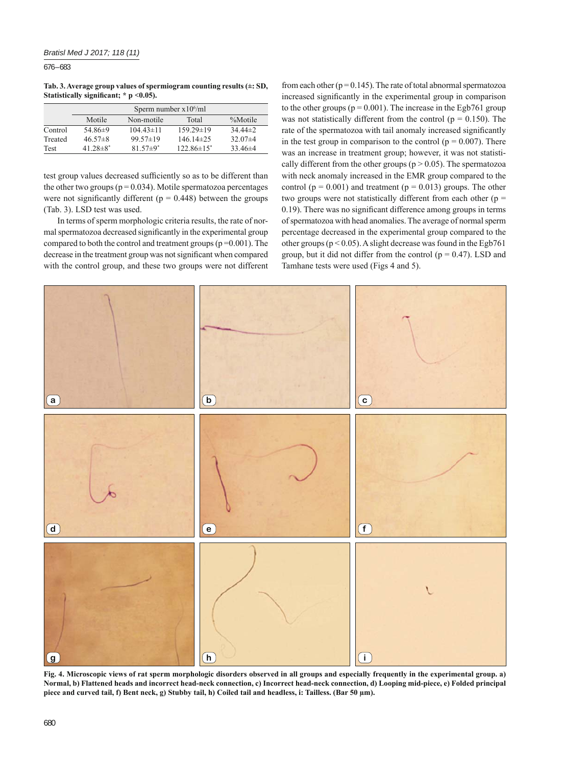**Tab. 3. Average group values of spermiogram counting results (±: SD, Statistically significant; * p <0.05).**

| | Sperm number x10$^6$/ml | | | |
|---|---|---|---|---|
| | Motile | Non-motile | Total | %Motile |
| Control | 54.86±9 | 104.43±11 | 159.29±19 | 34.44±2 |
| Treated | 46.57±8 | 99.57±19 | 146.14±25 | 32.07±4 |
| Test | 41.28±8* | 81.57±9* | 122.86±15* | 33.46±4 |

test group values decreased sufficiently so as to be different than the other two groups ($p = 0.034$). Motile spermatozoa percentages were not significantly different ($p = 0.448$) between the groups (Tab. 3). LSD test was used.

In terms of sperm morphologic criteria results, the rate of normal spermatozoa decreased significantly in the experimental group compared to both the control and treatment groups ($p = 0.001$). The decrease in the treatment group was not significant when compared with the control group, and these two groups were not different from each other ($p = 0.145$). The rate of total abnormal spermatozoa increased significantly in the experimental group in comparison to the other groups ($p = 0.001$). The increase in the Egb761 group was not statistically different from the control ($p = 0.150$). The rate of the spermatozoa with tail anomaly increased significantly in the test group in comparison to the control ($p = 0.007$). There was an increase in treatment group; however, it was not statistically different from the other groups ($p > 0.05$). The spermatozoa with neck anomaly increased in the EMR group compared to the control ($p = 0.001$) and treatment ($p = 0.013$) groups. The other two groups were not statistically different from each other ($p = 0.19$). There was no significant difference among groups in terms of spermatozoa with head anomalies. The average of normal sperm percentage decreased in the experimental group compared to the other groups ($p < 0.05$). A slight decrease was found in the Egb761 group, but it did not differ from the control ($p = 0.47$). LSD and Tamhane tests were used (Figs 4 and 5).

**Fig. 4. Microscopic views of rat sperm morphologic disorders observed in all groups and especially frequently in the experimental group. a) Normal, b) Flattened heads and incorrect head-neck connection, c) Incorrect head-neck connection, d) Looping mid-piece, e) Folded principal piece and curved tail, f) Bent neck, g) Stubby tail, h) Coiled tail and headless, i: Tailless. (Bar 50 μm).**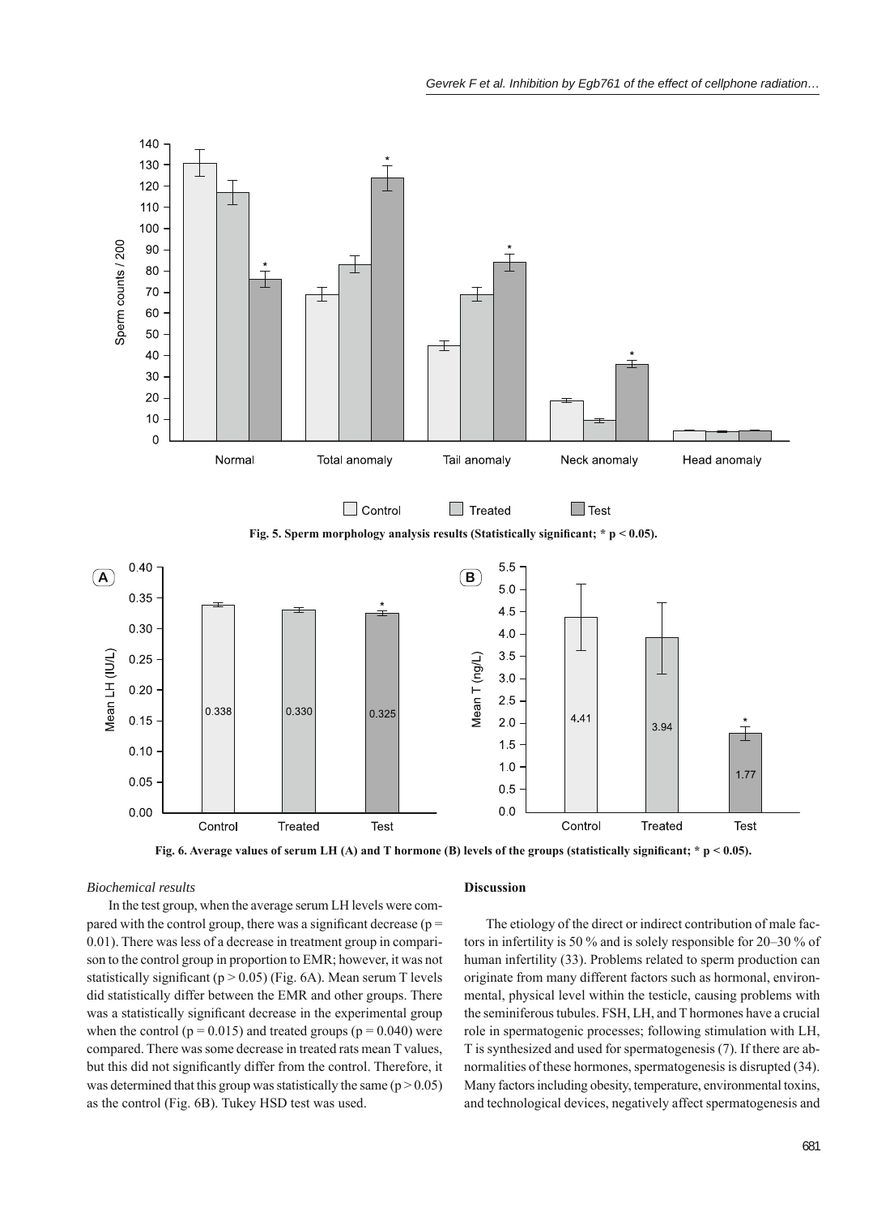Fig. 5. Sperm morphology analysis results (Statistically significant; * p < 0.05).

Fig. 6. Average values of serum LH (A) and T hormone (B) levels of the groups (statistically significant; * p < 0.05).

*Biochemical results*

In the test group, when the average serum LH levels were compared with the control group, there was a significant decrease ($p = 0.01$). There was less of a decrease in treatment group in comparison to the control group in proportion to EMR; however, it was not statistically significant ($p > 0.05$) (Fig. 6A). Mean serum T levels did statistically differ between the EMR and other groups. There was a statistically significant decrease in the experimental group when the control ($p = 0.015$) and treated groups ($p = 0.040$) were compared. There was some decrease in treated rats mean T values, but this did not significantly differ from the control. Therefore, it was determined that this group was statistically the same ($p > 0.05$) as the control (Fig. 6B). Tukey HSD test was used.

## Discussion

The etiology of the direct or indirect contribution of male factors in infertility is 50 % and is solely responsible for 20–30 % of human infertility (33). Problems related to sperm production can originate from many different factors such as hormonal, environmental, physical level within the testicle, causing problems with the seminiferous tubules. FSH, LH, and T hormones have a crucial role in spermatogenic processes; following stimulation with LH, T is synthesized and used for spermatogenesis (7). If there are abnormalities of these hormones, spermatogenesis is disrupted (34). Many factors including obesity, temperature, environmental toxins, and technological devices, negatively affect spermatogenesis and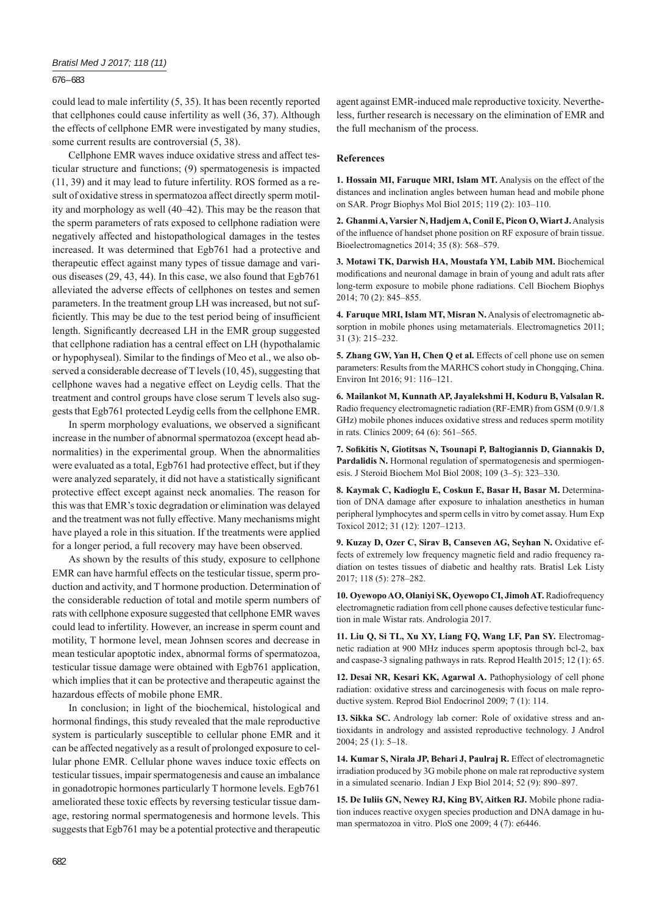could lead to male infertility (5, 35). It has been recently reported that cellphones could cause infertility as well (36, 37). Although the effects of cellphone EMR were investigated by many studies, some current results are controversial (5, 38).

Cellphone EMR waves induce oxidative stress and affect testicular structure and functions; (9) spermatogenesis is impacted (11, 39) and it may lead to future infertility. ROS formed as a result of oxidative stress in spermatozoa affect directly sperm motility and morphology as well (40–42). This may be the reason that the sperm parameters of rats exposed to cellphone radiation were negatively affected and histopathological damages in the testes increased. It was determined that Egb761 had a protective and therapeutic effect against many types of tissue damage and various diseases (29, 43, 44). In this case, we also found that Egb761 alleviated the adverse effects of cellphones on testes and semen parameters. In the treatment group LH was increased, but not sufficiently. This may be due to the test period being of insufficient length. Significantly decreased LH in the EMR group suggested that cellphone radiation has a central effect on LH (hypothalamic or hypophyseal). Similar to the findings of Meo et al., we also observed a considerable decrease of T levels (10, 45), suggesting that cellphone waves had a negative effect on Leydig cells. That the treatment and control groups have close serum T levels also suggests that Egb761 protected Leydig cells from the cellphone EMR.

In sperm morphology evaluations, we observed a significant increase in the number of abnormal spermatozoa (except head abnormalities) in the experimental group. When the abnormalities were evaluated as a total, Egb761 had protective effect, but if they were analyzed separately, it did not have a statistically significant protective effect except against neck anomalies. The reason for this was that EMR's toxic degradation or elimination was delayed and the treatment was not fully effective. Many mechanisms might have played a role in this situation. If the treatments were applied for a longer period, a full recovery may have been observed.

As shown by the results of this study, exposure to cellphone EMR can have harmful effects on the testicular tissue, sperm production and activity, and T hormone production. Determination of the considerable reduction of total and motile sperm numbers of rats with cellphone exposure suggested that cellphone EMR waves could lead to infertility. However, an increase in sperm count and motility, T hormone level, mean Johnsen scores and decrease in mean testicular apoptotic index, abnormal forms of spermatozoa, testicular tissue damage were obtained with Egb761 application, which implies that it can be protective and therapeutic against the hazardous effects of mobile phone EMR.

In conclusion; in light of the biochemical, histological and hormonal findings, this study revealed that the male reproductive system is particularly susceptible to cellular phone EMR and it can be affected negatively as a result of prolonged exposure to cellular phone EMR. Cellular phone waves induce toxic effects on testicular tissues, impair spermatogenesis and cause an imbalance in gonadotropic hormones particularly T hormone levels. Egb761 ameliorated these toxic effects by reversing testicular tissue damage, restoring normal spermatogenesis and hormone levels. This suggests that Egb761 may be a potential protective and therapeutic agent against EMR-induced male reproductive toxicity. Nevertheless, further research is necessary on the elimination of EMR and the full mechanism of the process.

## References

**1. Hossain MI, Faruque MRI, Islam MT.** Analysis on the effect of the distances and inclination angles between human head and mobile phone on SAR. Progr Biophys Mol Biol 2015; 119 (2): 103–110.

**2. Ghanmi A, Varsier N, Hadjem A, Conil E, Picon O, Wiart J.** Analysis of the influence of handset phone position on RF exposure of brain tissue. Bioelectromagnetics 2014; 35 (8): 568–579.

**3. Motawi TK, Darwish HA, Moustafa YM, Labib MM.** Biochemical modifications and neuronal damage in brain of young and adult rats after long-term exposure to mobile phone radiations. Cell Biochem Biophys 2014; 70 (2): 845–855.

**4. Faruque MRI, Islam MT, Misran N.** Analysis of electromagnetic absorption in mobile phones using metamaterials. Electromagnetics 2011; 31 (3): 215–232.

**5. Zhang GW, Yan H, Chen Q et al.** Effects of cell phone use on semen parameters: Results from the MARHCS cohort study in Chongqing, China. Environ Int 2016; 91: 116–121.

**6. Mailankot M, Kunnath AP, Jayalekshmi H, Koduru B, Valsalan R.** Radio frequency electromagnetic radiation (RF-EMR) from GSM (0.9/1.8 GHz) mobile phones induces oxidative stress and reduces sperm motility in rats. Clinics 2009; 64 (6): 561–565.

**7. Sofikitis N, Giotitsas N, Tsounapi P, Baltogiannis D, Giannakis D, Pardalidis N.** Hormonal regulation of spermatogenesis and spermiogenesis. J Steroid Biochem Mol Biol 2008; 109 (3–5): 323–330.

**8. Kaymak C, Kadioglu E, Coskun E, Basar H, Basar M.** Determination of DNA damage after exposure to inhalation anesthetics in human peripheral lymphocytes and sperm cells in vitro by comet assay. Hum Exp Toxicol 2012; 31 (12): 1207–1213.

**9. Kuzay D, Ozer C, Sirav B, Canseven AG, Seyhan N.** Oxidative effects of extremely low frequency magnetic field and radio frequency radiation on testes tissues of diabetic and healthy rats. Bratisl Lek Listy 2017; 118 (5): 278–282.

**10. Oyewopo AO, Olaniyi SK, Oyewopo CI, Jimoh AT.** Radiofrequency electromagnetic radiation from cell phone causes defective testicular function in male Wistar rats. Andrologia 2017.

**11. Liu Q, Si TL, Xu XY, Liang FQ, Wang LF, Pan SY.** Electromagnetic radiation at 900 MHz induces sperm apoptosis through bcl-2, bax and caspase-3 signaling pathways in rats. Reprod Health 2015; 12 (1): 65.

**12. Desai NR, Kesari KK, Agarwal A.** Pathophysiology of cell phone radiation: oxidative stress and carcinogenesis with focus on male reproductive system. Reprod Biol Endocrinol 2009; 7 (1): 114.

**13. Sikka SC.** Andrology lab corner: Role of oxidative stress and antioxidants in andrology and assisted reproductive technology. J Androl 2004; 25 (1): 5–18.

**14. Kumar S, Nirala JP, Behari J, Paulraj R.** Effect of electromagnetic irradiation produced by 3G mobile phone on male rat reproductive system in a simulated scenario. Indian J Exp Biol 2014; 52 (9): 890–897.

**15. De Iuliis GN, Newey RJ, King BV, Aitken RJ.** Mobile phone radiation induces reactive oxygen species production and DNA damage in human spermatozoa in vitro. PloS one 2009; 4 (7): e6446.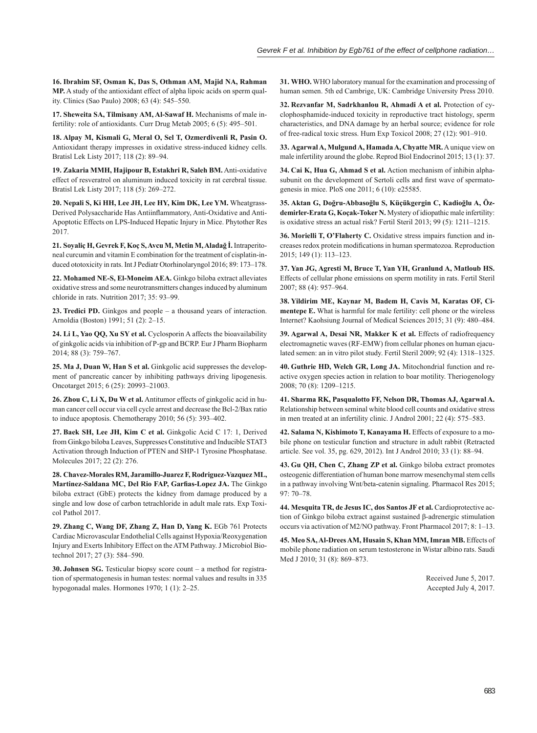**16. Ibrahim SF, Osman K, Das S, Othman AM, Majid NA, Rahman MP.** A study of the antioxidant effect of alpha lipoic acids on sperm quality. Clinics (Sao Paulo) 2008; 63 (4): 545–550.

**17. Sheweita SA, Tilmisany AM, Al-Sawaf H.** Mechanisms of male infertility: role of antioxidants. Curr Drug Metab 2005; 6 (5): 495–501.

**18. Alpay M, Kismali G, Meral O, Sel T, Ozmerdivenli R, Pasin O.** Antioxidant therapy impresses in oxidative stress-induced kidney cells. Bratisl Lek Listy 2017; 118 (2): 89–94.

**19. Zakaria MMH, Hajipour B, Estakhri R, Saleh BM.** Anti-oxidative effect of resveratrol on aluminum induced toxicity in rat cerebral tissue. Bratisl Lek Listy 2017; 118 (5): 269–272.

**20. Nepali S, Ki HH, Lee JH, Lee HY, Kim DK, Lee YM.** Wheatgrass-Derived Polysaccharide Has Antiinflammatory, Anti-Oxidative and Anti-Apoptotic Effects on LPS-Induced Hepatic Injury in Mice. Phytother Res 2017.

**21. Soyaliç H, Gevrek F, Koç S, Avcu M, Metin M, Aladağ İ.** Intraperitoneal curcumin and vitamin E combination for the treatment of cisplatin-induced ototoxicity in rats. Int J Pediatr Otorhinolaryngol 2016; 89: 173–178.

**22. Mohamed NE-S, El-Moneim AEA.** Ginkgo biloba extract alleviates oxidative stress and some neurotransmitters changes induced by aluminum chloride in rats. Nutrition 2017; 35: 93–99.

**23. Tredici PD.** Ginkgos and people – a thousand years of interaction. Arnoldia (Boston) 1991; 51 (2): 2–15.

**24. Li L, Yao QQ, Xu SY et al.** Cyclosporin A affects the bioavailability of ginkgolic acids via inhibition of P-gp and BCRP. Eur J Pharm Biopharm 2014; 88 (3): 759–767.

**25. Ma J, Duan W, Han S et al.** Ginkgolic acid suppresses the development of pancreatic cancer by inhibiting pathways driving lipogenesis. Oncotarget 2015; 6 (25): 20993–21003.

**26. Zhou C, Li X, Du W et al.** Antitumor effects of ginkgolic acid in human cancer cell occur via cell cycle arrest and decrease the Bcl-2/Bax ratio to induce apoptosis. Chemotherapy 2010; 56 (5): 393–402.

**27. Baek SH, Lee JH, Kim C et al.** Ginkgolic Acid C 17: 1, Derived from Ginkgo biloba Leaves, Suppresses Constitutive and Inducible STAT3 Activation through Induction of PTEN and SHP-1 Tyrosine Phosphatase. Molecules 2017; 22 (2): 276.

**28. Chavez-Morales RM, Jaramillo-Juarez F, Rodriguez-Vazquez ML, Martinez-Saldana MC, Del Rio FAP, Garfias-Lopez JA.** The Ginkgo biloba extract (GbE) protects the kidney from damage produced by a single and low dose of carbon tetrachloride in adult male rats. Exp Toxicol Pathol 2017.

**29. Zhang C, Wang DF, Zhang Z, Han D, Yang K.** EGb 761 Protects Cardiac Microvascular Endothelial Cells against Hypoxia/Reoxygenation Injury and Exerts Inhibitory Effect on the ATM Pathway. J Microbiol Biotechnol 2017; 27 (3): 584–590.

**30. Johnsen SG.** Testicular biopsy score count – a method for registration of spermatogenesis in human testes: normal values and results in 335 hypogonadal males. Hormones 1970; 1 (1): 2–25.

**31. WHO.** WHO laboratory manual for the examination and processing of human semen. 5th ed Cambrige, UK: Cambridge University Press 2010.

**32. Rezvanfar M, Sadrkhanlou R, Ahmadi A et al.** Protection of cyclophosphamide-induced toxicity in reproductive tract histology, sperm characteristics, and DNA damage by an herbal source; evidence for role of free-radical toxic stress. Hum Exp Toxicol 2008; 27 (12): 901–910.

**33. Agarwal A, Mulgund A, Hamada A, Chyatte MR.** A unique view on male infertility around the globe. Reprod Biol Endocrinol 2015; 13 (1): 37.

**34. Cai K, Hua G, Ahmad S et al.** Action mechanism of inhibin alpha-subunit on the development of Sertoli cells and first wave of spermatogenesis in mice. PloS one 2011; 6 (10): e25585.

**35. Aktan G, Doğru-Abbasoğlu S, Küçükgergin C, Kadioğlu A, Özdemirler-Erata G, Koçak-Toker N.** Mystery of idiopathic male infertility: is oxidative stress an actual risk? Fertil Steril 2013; 99 (5): 1211–1215.

**36. Morielli T, O'Flaherty C.** Oxidative stress impairs function and increases redox protein modifications in human spermatozoa. Reproduction 2015; 149 (1): 113–123.

**37. Yan JG, Agresti M, Bruce T, Yan YH, Granlund A, Matloub HS.** Effects of cellular phone emissions on sperm motility in rats. Fertil Steril 2007; 88 (4): 957–964.

**38. Yildirim ME, Kaynar M, Badem H, Cavis M, Karatas OF, Cimentepe E.** What is harmful for male fertility: cell phone or the wireless Internet? Kaohsiung Journal of Medical Sciences 2015; 31 (9): 480–484.

**39. Agarwal A, Desai NR, Makker K et al.** Effects of radiofrequency electromagnetic waves (RF-EMW) from cellular phones on human ejaculated semen: an in vitro pilot study. Fertil Steril 2009; 92 (4): 1318–1325.

**40. Guthrie HD, Welch GR, Long JA.** Mitochondrial function and reactive oxygen species action in relation to boar motility. Theriogenology 2008; 70 (8): 1209–1215.

**41. Sharma RK, Pasqualotto FF, Nelson DR, Thomas AJ, Agarwal A.** Relationship between seminal white blood cell counts and oxidative stress in men treated at an infertility clinic. J Androl 2001; 22 (4): 575–583.

**42. Salama N, Kishimoto T, Kanayama H.** Effects of exposure to a mobile phone on testicular function and structure in adult rabbit (Retracted article. See vol. 35, pg. 629, 2012). Int J Androl 2010; 33 (1): 88–94.

**43. Gu QH, Chen C, Zhang ZP et al.** Ginkgo biloba extract promotes osteogenic differentiation of human bone marrow mesenchymal stem cells in a pathway involving Wnt/beta-catenin signaling. Pharmacol Res 2015; 97: 70–78.

**44. Mesquita TR, de Jesus IC, dos Santos JF et al.** Cardioprotective action of Ginkgo biloba extract against sustained β-adrenergic stimulation occurs via activation of M2/NO pathway. Front Pharmacol 2017; 8: 1–13.

**45. Meo SA, Al-Drees AM, Husain S, Khan MM, Imran MB.** Effects of mobile phone radiation on serum testosterone in Wistar albino rats. Saudi Med J 2010; 31 (8): 869–873.

Received June 5, 2017.
Accepted July 4, 2017.